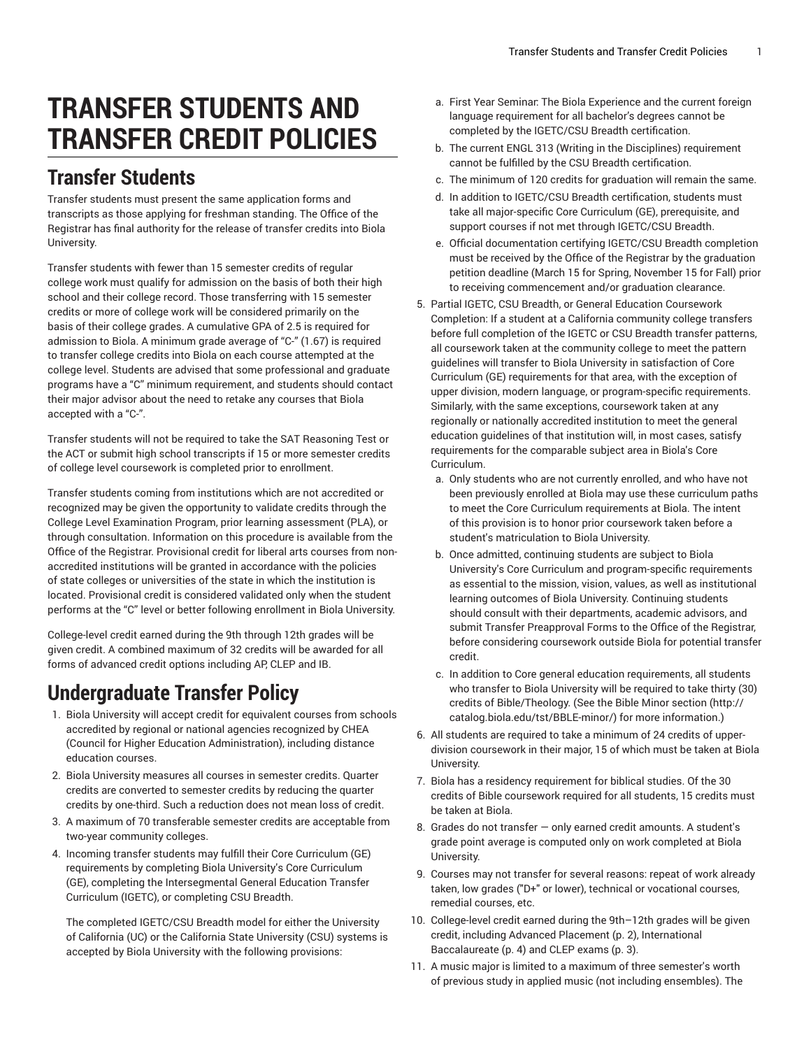# TRANSFER STUDENTS AND TRANSFER CREDIT POLICIES

## Transfer Students

Transfer students must present the same application forms and transcripts as those applying for freshman standing. The Office of the Registrar has final authority for the release of transfer credits into Biola University.

Transfer students with fewer than 15 semester credits of regular college work must qualify for admission on the basis of both their high school and their college record. Those transferring with 15 semester credits or more of college work will be considered primarily on the basis of their college grades. A cumulative GPA of 2.5 is required for admission to Biola. A minimum grade average of "C-" (1.67) is required to transfer college credits into Biola on each course attempted at the college level. Students are advised that some professional and graduate programs have a "C" minimum requirement, and students should contact their major advisor about the need to retake any courses that Biola accepted with a "C-".

Transfer students will not be required to take the SAT Reasoning Test or the ACT or submit high school transcripts if 15 or more semester credits of college level coursework is completed prior to enrollment.

Transfer students coming from institutions which are not accredited or recognized may be given the opportunity to validate credits through the College Level Examination Program, prior learning assessment (PLA), or through consultation. Information on this procedure is available from the Office of the Registrar. Provisional credit for liberal arts courses from non-accredited institutions will be granted in accordance with the policies of state colleges or universities of the state in which the institution is located. Provisional credit is considered validated only when the student performs at the "C" level or better following enrollment in Biola University.

College-level credit earned during the 9th through 12th grades will be given credit. A combined maximum of 32 credits will be awarded for all forms of advanced credit options including AP, CLEP and IB.

## Undergraduate Transfer Policy

1. Biola University will accept credit for equivalent courses from schools accredited by regional or national agencies recognized by CHEA (Council for Higher Education Administration), including distance education courses.
2. Biola University measures all courses in semester credits. Quarter credits are converted to semester credits by reducing the quarter credits by one-third. Such a reduction does not mean loss of credit.
3. A maximum of 70 transferable semester credits are acceptable from two-year community colleges.
4. Incoming transfer students may fulfill their Core Curriculum (GE) requirements by completing Biola University's Core Curriculum (GE), completing the Intersegmental General Education Transfer Curriculum (IGETC), or completing CSU Breadth.

   The completed IGETC/CSU Breadth model for either the University of California (UC) or the California State University (CSU) systems is accepted by Biola University with the following provisions:

   a. First Year Seminar: The Biola Experience and the current foreign language requirement for all bachelor's degrees cannot be completed by the IGETC/CSU Breadth certification.
   b. The current ENGL 313 (Writing in the Disciplines) requirement cannot be fulfilled by the CSU Breadth certification.
   c. The minimum of 120 credits for graduation will remain the same.
   d. In addition to IGETC/CSU Breadth certification, students must take all major-specific Core Curriculum (GE), prerequisite, and support courses if not met through IGETC/CSU Breadth.
   e. Official documentation certifying IGETC/CSU Breadth completion must be received by the Office of the Registrar by the graduation petition deadline (March 15 for Spring, November 15 for Fall) prior to receiving commencement and/or graduation clearance.
5. Partial IGETC, CSU Breadth, or General Education Coursework Completion: If a student at a California community college transfers before full completion of the IGETC or CSU Breadth transfer patterns, all coursework taken at the community college to meet the pattern guidelines will transfer to Biola University in satisfaction of Core Curriculum (GE) requirements for that area, with the exception of upper division, modern language, or program-specific requirements. Similarly, with the same exceptions, coursework taken at any regionally or nationally accredited institution to meet the general education guidelines of that institution will, in most cases, satisfy requirements for the comparable subject area in Biola's Core Curriculum.
   a. Only students who are not currently enrolled, and who have not been previously enrolled at Biola may use these curriculum paths to meet the Core Curriculum requirements at Biola. The intent of this provision is to honor prior coursework taken before a student's matriculation to Biola University.
   b. Once admitted, continuing students are subject to Biola University's Core Curriculum and program-specific requirements as essential to the mission, vision, values, as well as institutional learning outcomes of Biola University. Continuing students should consult with their departments, academic advisors, and submit Transfer Preapproval Forms to the Office of the Registrar, before considering coursework outside Biola for potential transfer credit.
   c. In addition to Core general education requirements, all students who transfer to Biola University will be required to take thirty (30) credits of Bible/Theology. (See the Bible Minor section (http://catalog.biola.edu/tst/BBLE-minor/) for more information.)
6. All students are required to take a minimum of 24 credits of upper-division coursework in their major, 15 of which must be taken at Biola University.
7. Biola has a residency requirement for biblical studies. Of the 30 credits of Bible coursework required for all students, 15 credits must be taken at Biola.
8. Grades do not transfer — only earned credit amounts. A student's grade point average is computed only on work completed at Biola University.
9. Courses may not transfer for several reasons: repeat of work already taken, low grades ("D+" or lower), technical or vocational courses, remedial courses, etc.
10. College-level credit earned during the 9th–12th grades will be given credit, including Advanced Placement (p. 2), International Baccalaureate (p. 4) and CLEP exams (p. 3).
11. A music major is limited to a maximum of three semester's worth of previous study in applied music (not including ensembles). The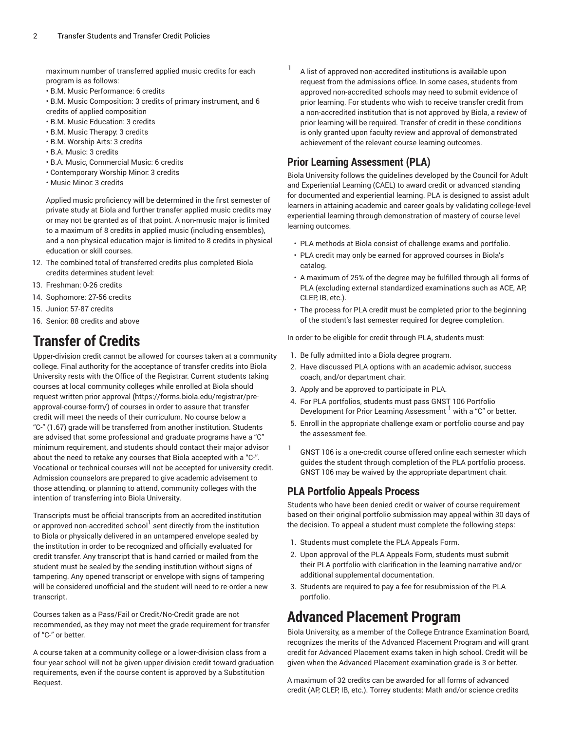maximum number of transferred applied music credits for each program is as follows:

- B.M. Music Performance: 6 credits
- B.M. Music Composition: 3 credits of primary instrument, and 6 credits of applied composition
- B.M. Music Education: 3 credits
- B.M. Music Therapy: 3 credits
- B.M. Worship Arts: 3 credits
- B.A. Music: 3 credits
- B.A. Music, Commercial Music: 6 credits
- Contemporary Worship Minor: 3 credits
- Music Minor: 3 credits

Applied music proficiency will be determined in the first semester of private study at Biola and further transfer applied music credits may or may not be granted as of that point. A non-music major is limited to a maximum of 8 credits in applied music (including ensembles), and a non-physical education major is limited to 8 credits in physical education or skill courses.

12. The combined total of transferred credits plus completed Biola credits determines student level:
13. Freshman: 0-26 credits
14. Sophomore: 27-56 credits
15. Junior: 57-87 credits
16. Senior: 88 credits and above

# Transfer of Credits

Upper-division credit cannot be allowed for courses taken at a community college. Final authority for the acceptance of transfer credits into Biola University rests with the Office of the Registrar. Current students taking courses at local community colleges while enrolled at Biola should request written prior approval (https://forms.biola.edu/registrar/pre-approval-course-form/) of courses in order to assure that transfer credit will meet the needs of their curriculum. No course below a "C-" (1.67) grade will be transferred from another institution. Students are advised that some professional and graduate programs have a "C" minimum requirement, and students should contact their major advisor about the need to retake any courses that Biola accepted with a "C-". Vocational or technical courses will not be accepted for university credit. Admission counselors are prepared to give academic advisement to those attending, or planning to attend, community colleges with the intention of transferring into Biola University.

Transcripts must be official transcripts from an accredited institution or approved non-accredited school[1] sent directly from the institution to Biola or physically delivered in an untampered envelope sealed by the institution in order to be recognized and officially evaluated for credit transfer. Any transcript that is hand carried or mailed from the student must be sealed by the sending institution without signs of tampering. Any opened transcript or envelope with signs of tampering will be considered unofficial and the student will need to re-order a new transcript.

Courses taken as a Pass/Fail or Credit/No-Credit grade are not recommended, as they may not meet the grade requirement for transfer of "C-" or better.

A course taken at a community college or a lower-division class from a four-year school will not be given upper-division credit toward graduation requirements, even if the course content is approved by a Substitution Request.

[1] A list of approved non-accredited institutions is available upon request from the admissions office. In some cases, students from approved non-accredited schools may need to submit evidence of prior learning. For students who wish to receive transfer credit from a non-accredited institution that is not approved by Biola, a review of prior learning will be required. Transfer of credit in these conditions is only granted upon faculty review and approval of demonstrated achievement of the relevant course learning outcomes.

## Prior Learning Assessment (PLA)

Biola University follows the guidelines developed by the Council for Adult and Experiential Learning (CAEL) to award credit or advanced standing for documented and experiential learning. PLA is designed to assist adult learners in attaining academic and career goals by validating college-level experiential learning through demonstration of mastery of course level learning outcomes.

- PLA methods at Biola consist of challenge exams and portfolio.
- PLA credit may only be earned for approved courses in Biola's catalog.
- A maximum of 25% of the degree may be fulfilled through all forms of PLA (excluding external standardized examinations such as ACE, AP, CLEP, IB, etc.).
- The process for PLA credit must be completed prior to the beginning of the student's last semester required for degree completion.

In order to be eligible for credit through PLA, students must:

1. Be fully admitted into a Biola degree program.
2. Have discussed PLA options with an academic advisor, success coach, and/or department chair.
3. Apply and be approved to participate in PLA.
4. For PLA portfolios, students must pass GNST 106 Portfolio Development for Prior Learning Assessment [1] with a "C" or better.
5. Enroll in the appropriate challenge exam or portfolio course and pay the assessment fee.

[1] GNST 106 is a one-credit course offered online each semester which guides the student through completion of the PLA portfolio process. GNST 106 may be waived by the appropriate department chair.

## PLA Portfolio Appeals Process

Students who have been denied credit or waiver of course requirement based on their original portfolio submission may appeal within 30 days of the decision. To appeal a student must complete the following steps:

1. Students must complete the PLA Appeals Form.
2. Upon approval of the PLA Appeals Form, students must submit their PLA portfolio with clarification in the learning narrative and/or additional supplemental documentation.
3. Students are required to pay a fee for resubmission of the PLA portfolio.

# Advanced Placement Program

Biola University, as a member of the College Entrance Examination Board, recognizes the merits of the Advanced Placement Program and will grant credit for Advanced Placement exams taken in high school. Credit will be given when the Advanced Placement examination grade is 3 or better.

A maximum of 32 credits can be awarded for all forms of advanced credit (AP, CLEP, IB, etc.). Torrey students: Math and/or science credits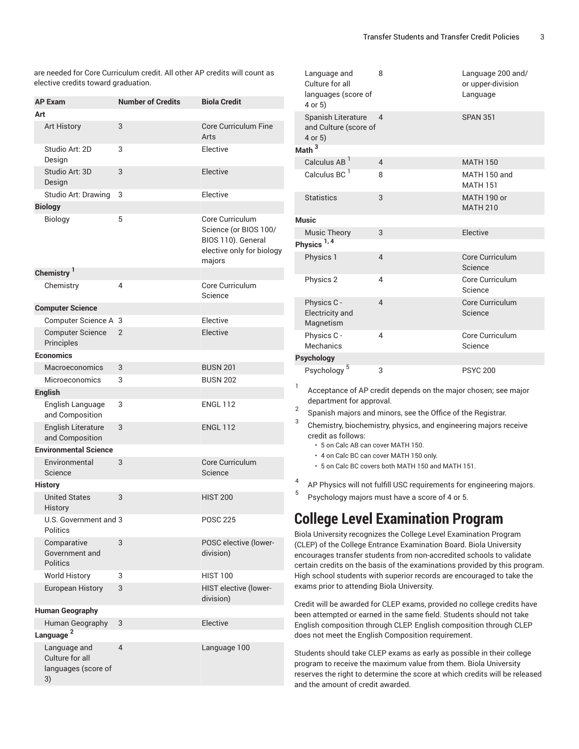are needed for Core Curriculum credit. All other AP credits will count as elective credits toward graduation.

| AP Exam | Number of Credits | Biola Credit |
|---|---|---|
| **Art** | | |
| Art History | 3 | Core Curriculum Fine Arts |
| Studio Art: 2D Design | 3 | Elective |
| Studio Art: 3D Design | 3 | Elective |
| Studio Art: Drawing | 3 | Elective |
| **Biology** | | |
| Biology | 5 | Core Curriculum Science (or BIOS 100/ BIOS 110). General elective only for biology majors |
| **Chemistry** [1] | | |
| Chemistry | 4 | Core Curriculum Science |
| **Computer Science** | | |
| Computer Science A | 3 | Elective |
| Computer Science Principles | 2 | Elective |
| **Economics** | | |
| Macroeconomics | 3 | BUSN 201 |
| Microeconomics | 3 | BUSN 202 |
| **English** | | |
| English Language and Composition | 3 | ENGL 112 |
| English Literature and Composition | 3 | ENGL 112 |
| **Environmental Science** | | |
| Environmental Science | 3 | Core Curriculum Science |
| **History** | | |
| United States History | 3 | HIST 200 |
| U.S. Government and Politics | 3 | POSC 225 |
| Comparative Government and Politics | 3 | POSC elective (lower-division) |
| World History | 3 | HIST 100 |
| European History | 3 | HIST elective (lower-division) |
| **Human Geography** | | |
| Human Geography | 3 | Elective |
| **Language** [2] | | |
| Language and Culture for all languages (score of 3) | 4 | Language 100 |
| Language and Culture for all languages (score of 4 or 5) | 8 | Language 200 and/ or upper-division Language |
| Spanish Literature and Culture (score of 4 or 5) | 4 | SPAN 351 |
| **Math** [3] | | |
| Calculus AB [1] | 4 | MATH 150 |
| Calculus BC [1] | 8 | MATH 150 and MATH 151 |
| Statistics | 3 | MATH 190 or MATH 210 |
| **Music** | | |
| Music Theory | 3 | Elective |
| **Physics** [1, 4] | | |
| Physics 1 | 4 | Core Curriculum Science |
| Physics 2 | 4 | Core Curriculum Science |
| Physics C - Electricity and Magnetism | 4 | Core Curriculum Science |
| Physics C - Mechanics | 4 | Core Curriculum Science |
| **Psychology** | | |
| Psychology [5] | 3 | PSYC 200 |

1. Acceptance of AP credit depends on the major chosen; see major department for approval.
2. Spanish majors and minors, see the Office of the Registrar.
3. Chemistry, biochemistry, physics, and engineering majors receive credit as follows:
   - 5 on Calc AB can cover MATH 150.
   - 4 on Calc BC can cover MATH 150 only.
   - 5 on Calc BC covers both MATH 150 and MATH 151.
4. AP Physics will not fulfill USC requirements for engineering majors.
5. Psychology majors must have a score of 4 or 5.

## College Level Examination Program

Biola University recognizes the College Level Examination Program (CLEP) of the College Entrance Examination Board. Biola University encourages transfer students from non-accredited schools to validate certain credits on the basis of the examinations provided by this program. High school students with superior records are encouraged to take the exams prior to attending Biola University.

Credit will be awarded for CLEP exams, provided no college credits have been attempted or earned in the same field. Students should not take English composition through CLEP. English composition through CLEP does not meet the English Composition requirement.

Students should take CLEP exams as early as possible in their college program to receive the maximum value from them. Biola University reserves the right to determine the score at which credits will be released and the amount of credit awarded.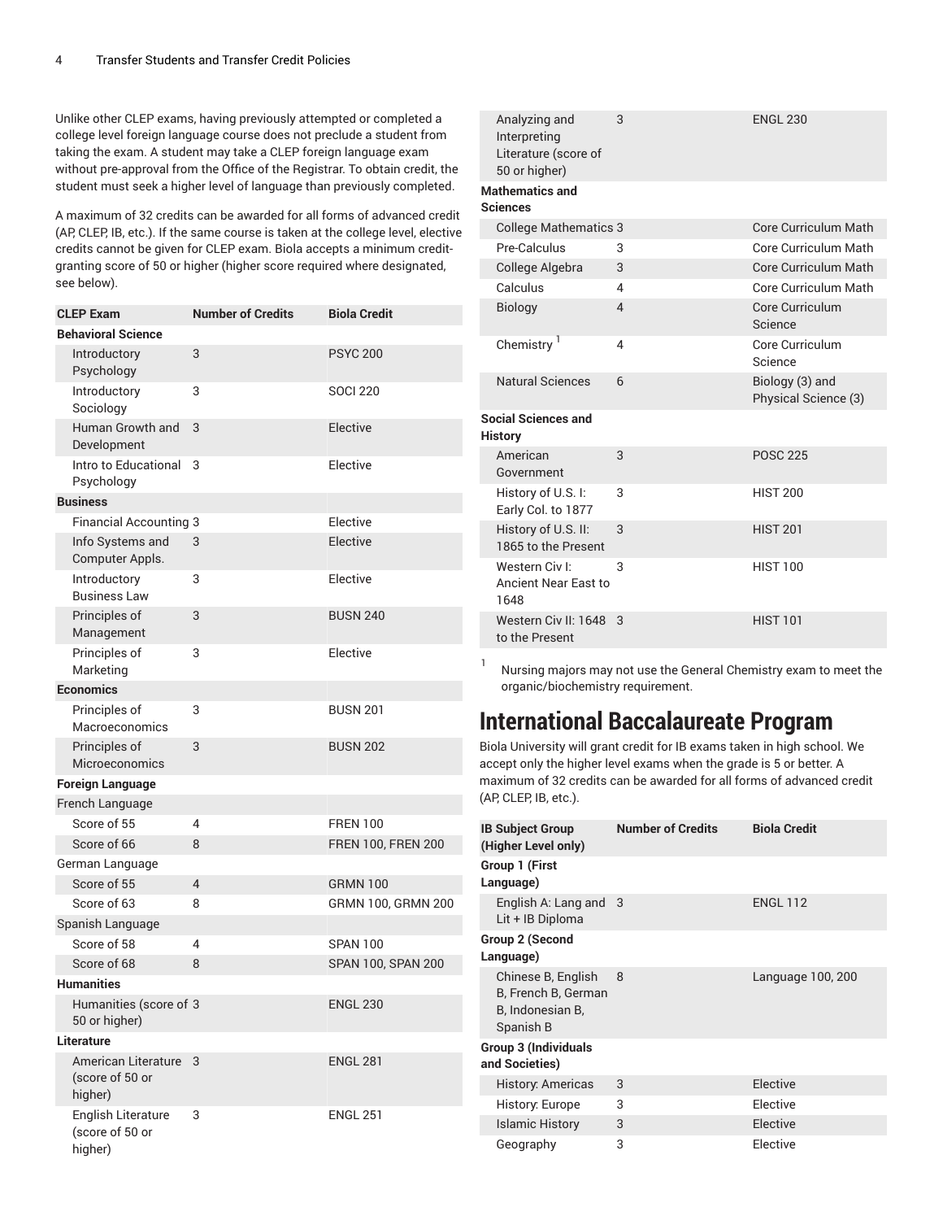Unlike other CLEP exams, having previously attempted or completed a college level foreign language course does not preclude a student from taking the exam. A student may take a CLEP foreign language exam without pre-approval from the Office of the Registrar. To obtain credit, the student must seek a higher level of language than previously completed.

A maximum of 32 credits can be awarded for all forms of advanced credit (AP, CLEP, IB, etc.). If the same course is taken at the college level, elective credits cannot be given for CLEP exam. Biola accepts a minimum credit-granting score of 50 or higher (higher score required where designated, see below).

| CLEP Exam | Number of Credits | Biola Credit |
|---|---|---|
| **Behavioral Science** | | |
| Introductory Psychology | 3 | PSYC 200 |
| Introductory Sociology | 3 | SOCI 220 |
| Human Growth and Development | 3 | Elective |
| Intro to Educational Psychology | 3 | Elective |
| **Business** | | |
| Financial Accounting | 3 | Elective |
| Info Systems and Computer Appls. | 3 | Elective |
| Introductory Business Law | 3 | Elective |
| Principles of Management | 3 | BUSN 240 |
| Principles of Marketing | 3 | Elective |
| **Economics** | | |
| Principles of Macroeconomics | 3 | BUSN 201 |
| Principles of Microeconomics | 3 | BUSN 202 |
| **Foreign Language** | | |
| French Language | | |
| Score of 55 | 4 | FREN 100 |
| Score of 66 | 8 | FREN 100, FREN 200 |
| German Language | | |
| Score of 55 | 4 | GRMN 100 |
| Score of 63 | 8 | GRMN 100, GRMN 200 |
| Spanish Language | | |
| Score of 58 | 4 | SPAN 100 |
| Score of 68 | 8 | SPAN 100, SPAN 200 |
| **Humanities** | | |
| Humanities (score of 50 or higher) | 3 | ENGL 230 |
| **Literature** | | |
| American Literature (score of 50 or higher) | 3 | ENGL 281 |
| English Literature (score of 50 or higher) | 3 | ENGL 251 |
| Analyzing and Interpreting Literature (score of 50 or higher) | 3 | ENGL 230 |
| **Mathematics and Sciences** | | |
| College Mathematics | 3 | Core Curriculum Math |
| Pre-Calculus | 3 | Core Curriculum Math |
| College Algebra | 3 | Core Curriculum Math |
| Calculus | 4 | Core Curriculum Math |
| Biology | 4 | Core Curriculum Science |
| Chemistry [1] | 4 | Core Curriculum Science |
| Natural Sciences | 6 | Biology (3) and Physical Science (3) |
| **Social Sciences and History** | | |
| American Government | 3 | POSC 225 |
| History of U.S. I: Early Col. to 1877 | 3 | HIST 200 |
| History of U.S. II: 1865 to the Present | 3 | HIST 201 |
| Western Civ I: Ancient Near East to 1648 | 3 | HIST 100 |
| Western Civ II: 1648 to the Present | 3 | HIST 101 |

[1] Nursing majors may not use the General Chemistry exam to meet the organic/biochemistry requirement.

## International Baccalaureate Program

Biola University will grant credit for IB exams taken in high school. We accept only the higher level exams when the grade is 5 or better. A maximum of 32 credits can be awarded for all forms of advanced credit (AP, CLEP, IB, etc.).

| IB Subject Group (Higher Level only) | Number of Credits | Biola Credit |
|---|---|---|
| **Group 1 (First Language)** | | |
| English A: Lang and Lit + IB Diploma | 3 | ENGL 112 |
| **Group 2 (Second Language)** | | |
| Chinese B, English B, French B, German B, Indonesian B, Spanish B | 8 | Language 100, 200 |
| **Group 3 (Individuals and Societies)** | | |
| History: Americas | 3 | Elective |
| History: Europe | 3 | Elective |
| Islamic History | 3 | Elective |
| Geography | 3 | Elective |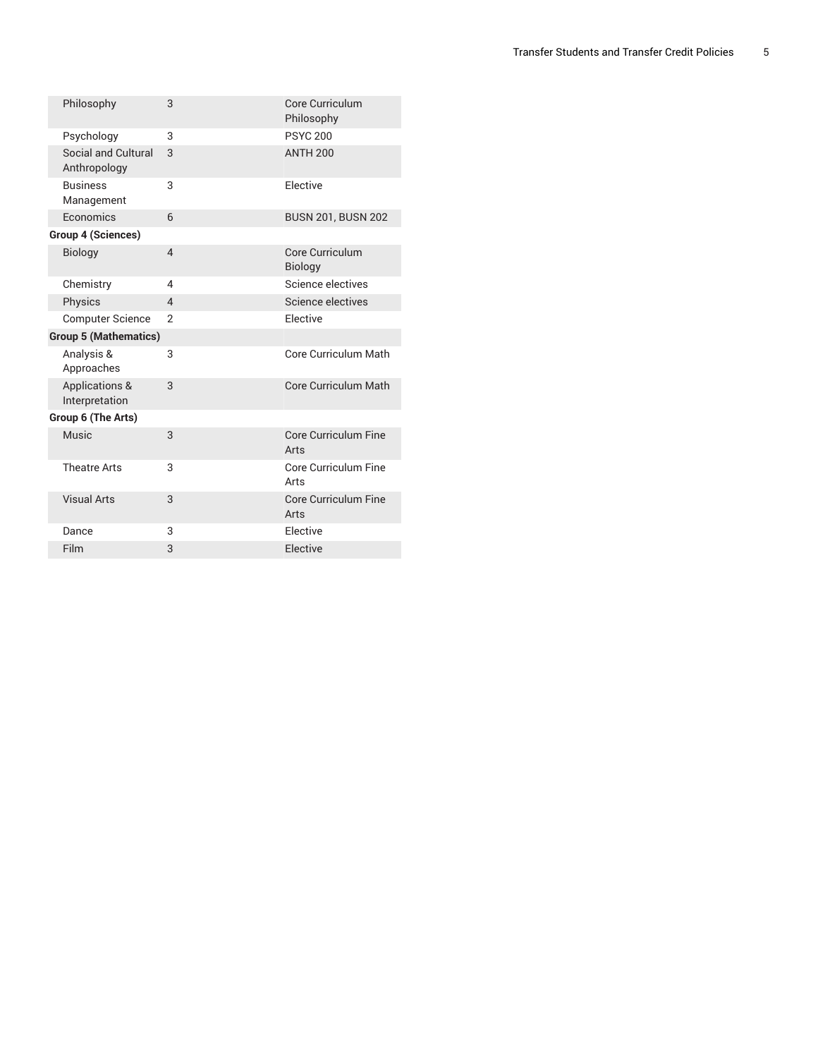| | | |
|---|---|---|
| Philosophy | 3 | Core Curriculum Philosophy |
| Psychology | 3 | PSYC 200 |
| Social and Cultural Anthropology | 3 | ANTH 200 |
| Business Management | 3 | Elective |
| Economics | 6 | BUSN 201, BUSN 202 |
| **Group 4 (Sciences)** | | |
| Biology | 4 | Core Curriculum Biology |
| Chemistry | 4 | Science electives |
| Physics | 4 | Science electives |
| Computer Science | 2 | Elective |
| **Group 5 (Mathematics)** | | |
| Analysis & Approaches | 3 | Core Curriculum Math |
| Applications & Interpretation | 3 | Core Curriculum Math |
| **Group 6 (The Arts)** | | |
| Music | 3 | Core Curriculum Fine Arts |
| Theatre Arts | 3 | Core Curriculum Fine Arts |
| Visual Arts | 3 | Core Curriculum Fine Arts |
| Dance | 3 | Elective |
| Film | 3 | Elective |